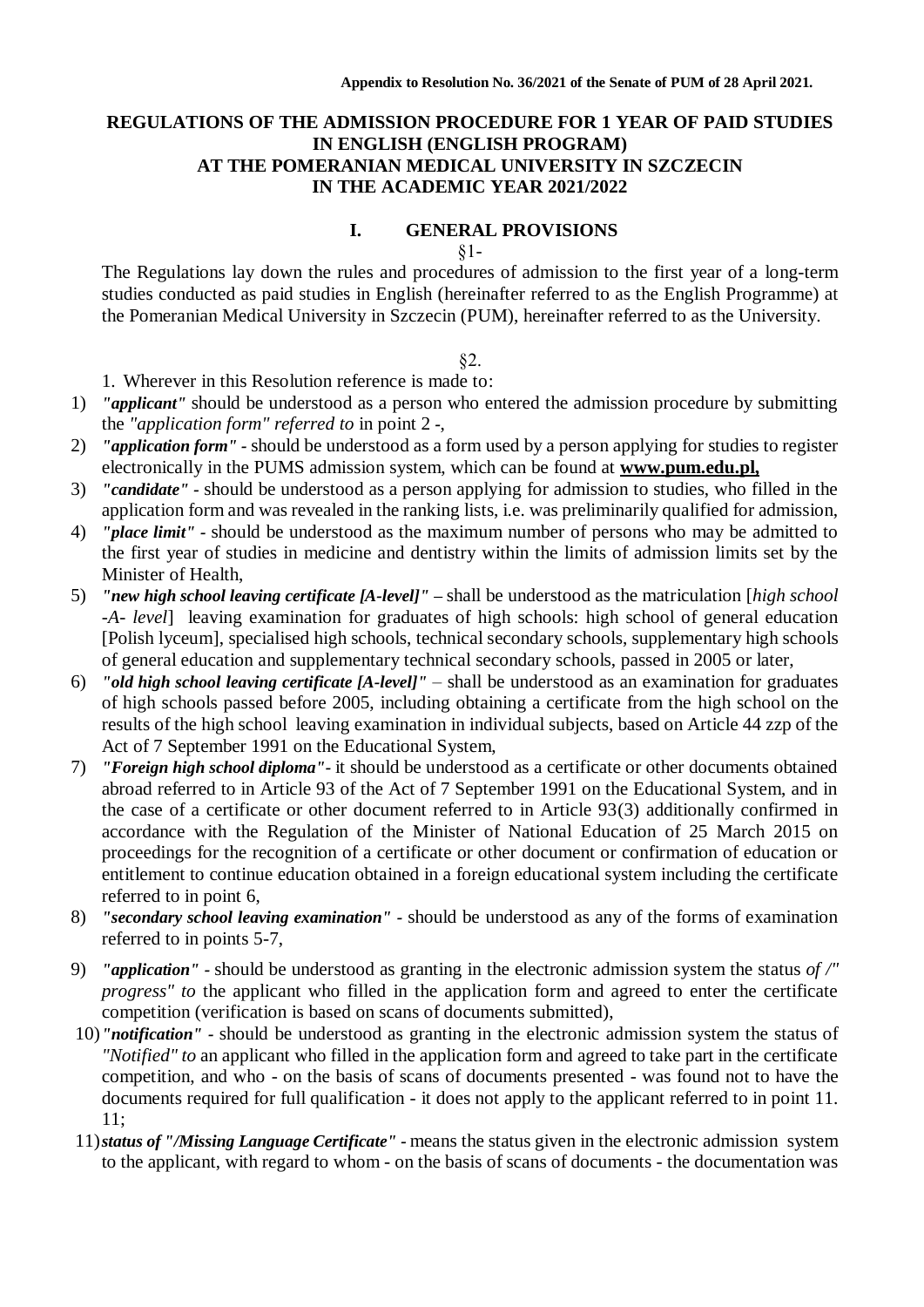**Appendix to Resolution No. 36/2021 of the Senate of PUM of 28 April 2021.**

# REGULATIONS OF THE ADMISSION PROCEDURE FOR 1 YEAR OF PAID STUDIES IN ENGLISH (ENGLISH PROGRAM) AT THE POMERANIAN MEDICAL UNIVERSITY IN SZCZECIN IN THE ACADEMIC YEAR 2021/2022

## I. GENERAL PROVISIONS

§1-

The Regulations lay down the rules and procedures of admission to the first year of a long-term studies conducted as paid studies in English (hereinafter referred to as the English Programme) at the Pomeranian Medical University in Szczecin (PUM), hereinafter referred to as the University.

§2.

1. Wherever in this Resolution reference is made to:

1) ***"applicant"*** should be understood as a person who entered the admission procedure by submitting the *"application form" referred to* in point 2 -,
2) ***"application form"*** - should be understood as a form used by a person applying for studies to register electronically in the PUMS admission system, which can be found at **www.pum.edu.pl,**
3) ***"candidate"*** - should be understood as a person applying for admission to studies, who filled in the application form and was revealed in the ranking lists, i.e. was preliminarily qualified for admission,
4) ***"place limit"*** - should be understood as the maximum number of persons who may be admitted to the first year of studies in medicine and dentistry within the limits of admission limits set by the Minister of Health,
5) ***"new high school leaving certificate [A-level]"*** – shall be understood as the matriculation [*high school -A- level*] leaving examination for graduates of high schools: high school of general education [Polish lyceum], specialised high schools, technical secondary schools, supplementary high schools of general education and supplementary technical secondary schools, passed in 2005 or later,
6) ***"old high school leaving certificate [A-level]"*** – shall be understood as an examination for graduates of high schools passed before 2005, including obtaining a certificate from the high school on the results of the high school leaving examination in individual subjects, based on Article 44 zzp of the Act of 7 September 1991 on the Educational System,
7) ***"Foreign high school diploma"***- it should be understood as a certificate or other documents obtained abroad referred to in Article 93 of the Act of 7 September 1991 on the Educational System, and in the case of a certificate or other document referred to in Article 93(3) additionally confirmed in accordance with the Regulation of the Minister of National Education of 25 March 2015 on proceedings for the recognition of a certificate or other document or confirmation of education or entitlement to continue education obtained in a foreign educational system including the certificate referred to in point 6,
8) ***"secondary school leaving examination"*** - should be understood as any of the forms of examination referred to in points 5-7,
9) ***"application"*** - should be understood as granting in the electronic admission system the status *of /" progress" to* the applicant who filled in the application form and agreed to enter the certificate competition (verification is based on scans of documents submitted),
10) ***"notification"*** - should be understood as granting in the electronic admission system the status of *"Notified" to* an applicant who filled in the application form and agreed to take part in the certificate competition, and who - on the basis of scans of documents presented - was found not to have the documents required for full qualification - it does not apply to the applicant referred to in point 11. 11;
11) ***status of "/Missing Language Certificate"*** - means the status given in the electronic admission system to the applicant, with regard to whom - on the basis of scans of documents - the documentation was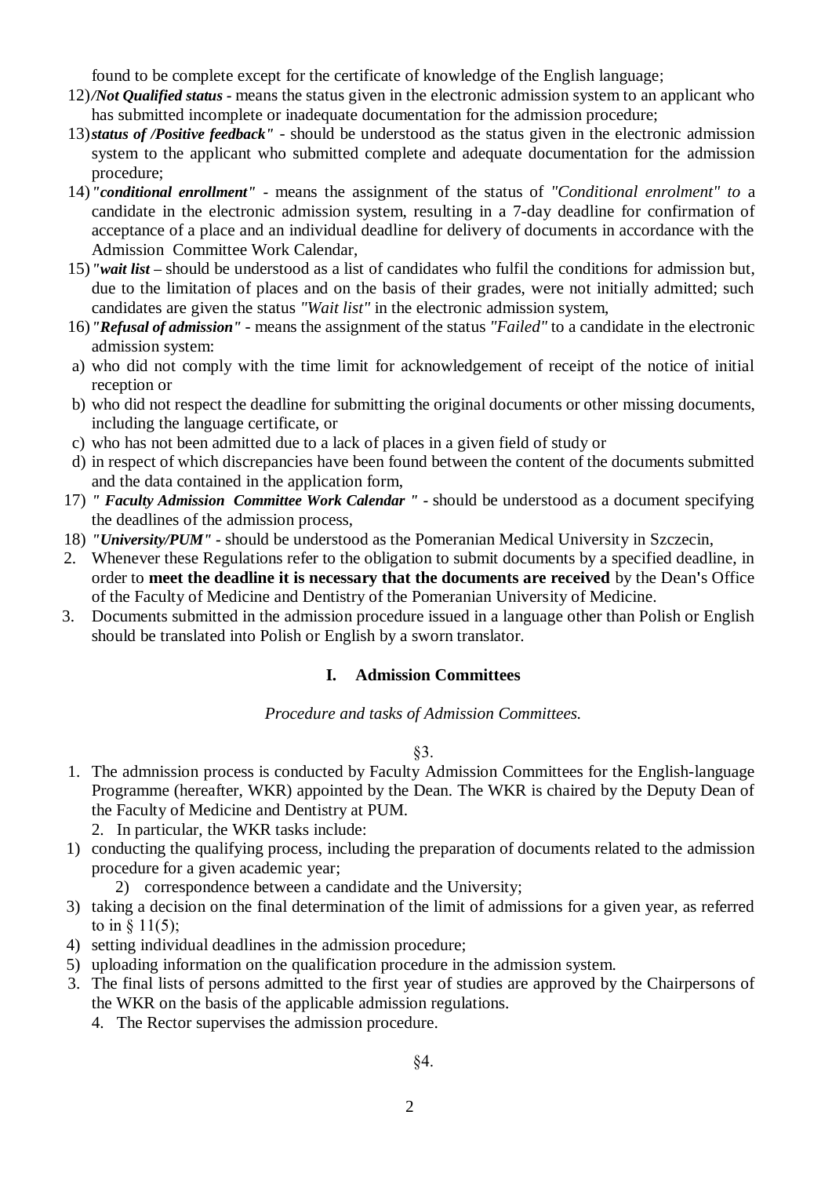found to be complete except for the certificate of knowledge of the English language;

12) ***/Not Qualified status*** - means the status given in the electronic admission system to an applicant who has submitted incomplete or inadequate documentation for the admission procedure;

13) ***status of /Positive feedback"*** - should be understood as the status given in the electronic admission system to the applicant who submitted complete and adequate documentation for the admission procedure;

14) ***"conditional enrollment"*** - means the assignment of the status of *"Conditional enrolment" to* a candidate in the electronic admission system, resulting in a 7-day deadline for confirmation of acceptance of a place and an individual deadline for delivery of documents in accordance with the Admission Committee Work Calendar,

15) ***"wait list*** – should be understood as a list of candidates who fulfil the conditions for admission but, due to the limitation of places and on the basis of their grades, were not initially admitted; such candidates are given the status *"Wait list"* in the electronic admission system,

16) ***"Refusal of admission"*** - means the assignment of the status *"Failed"* to a candidate in the electronic admission system:

a) who did not comply with the time limit for acknowledgement of receipt of the notice of initial reception or

b) who did not respect the deadline for submitting the original documents or other missing documents, including the language certificate, or

c) who has not been admitted due to a lack of places in a given field of study or

d) in respect of which discrepancies have been found between the content of the documents submitted and the data contained in the application form,

17) ***" Faculty Admission Committee Work Calendar "*** - should be understood as a document specifying the deadlines of the admission process,

18) ***"University/PUM"*** - should be understood as the Pomeranian Medical University in Szczecin,

2. Whenever these Regulations refer to the obligation to submit documents by a specified deadline, in order to **meet the deadline it is necessary that the documents are received** by the Dean's Office of the Faculty of Medicine and Dentistry of the Pomeranian University of Medicine.
3. Documents submitted in the admission procedure issued in a language other than Polish or English should be translated into Polish or English by a sworn translator.

## I. Admission Committees

*Procedure and tasks of Admission Committees.*

§3.

1. The admnission process is conducted by Faculty Admission Committees for the English-language Programme (hereafter, WKR) appointed by the Dean. The WKR is chaired by the Deputy Dean of the Faculty of Medicine and Dentistry at PUM.
2. In particular, the WKR tasks include:

1) conducting the qualifying process, including the preparation of documents related to the admission procedure for a given academic year;

2) correspondence between a candidate and the University;

3) taking a decision on the final determination of the limit of admissions for a given year, as referred to in § 11(5);

4) setting individual deadlines in the admission procedure;

5) uploading information on the qualification procedure in the admission system.

3. The final lists of persons admitted to the first year of studies are approved by the Chairpersons of the WKR on the basis of the applicable admission regulations.
4. The Rector supervises the admission procedure.

§4.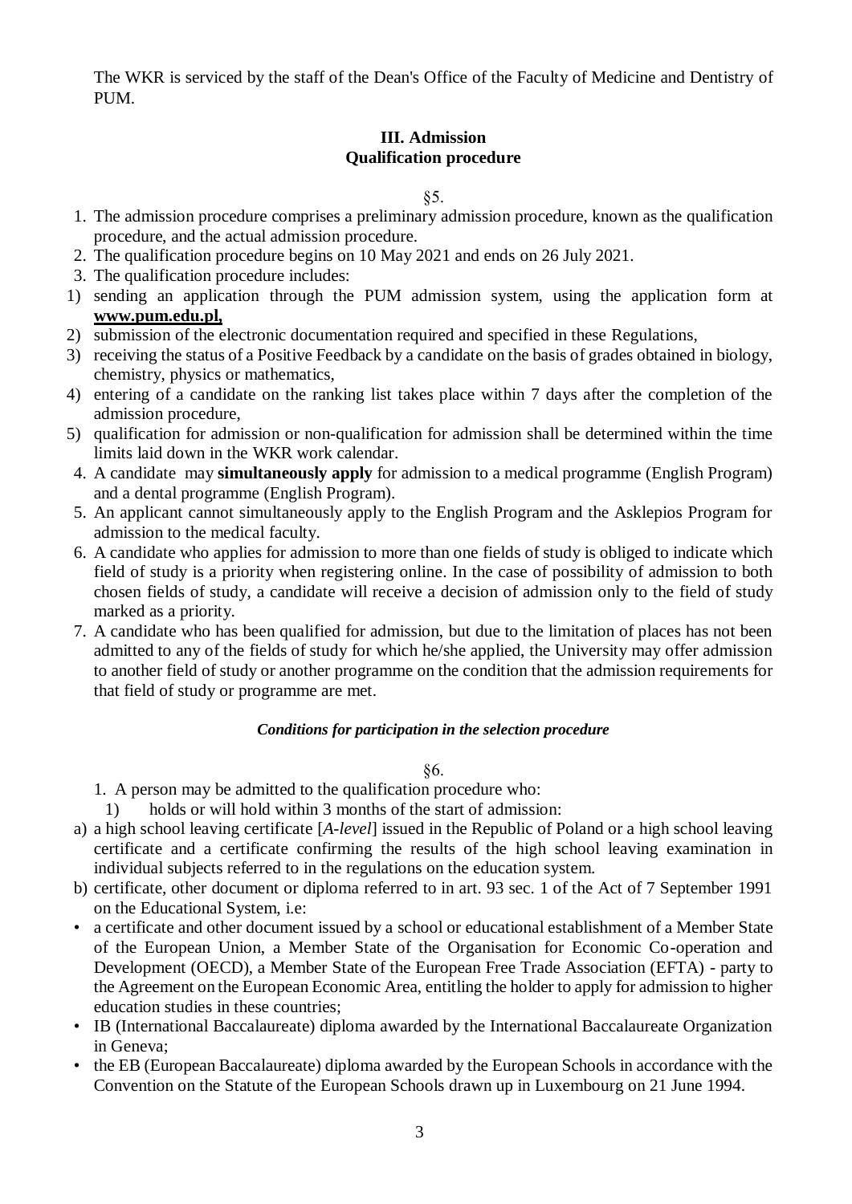The WKR is serviced by the staff of the Dean's Office of the Faculty of Medicine and Dentistry of PUM.

## III. Admission
## Qualification procedure

§5.

1. The admission procedure comprises a preliminary admission procedure, known as the qualification procedure, and the actual admission procedure.
2. The qualification procedure begins on 10 May 2021 and ends on 26 July 2021.
3. The qualification procedure includes:

1) sending an application through the PUM admission system, using the application form at **www.pum.edu.pl,**
2) submission of the electronic documentation required and specified in these Regulations,
3) receiving the status of a Positive Feedback by a candidate on the basis of grades obtained in biology, chemistry, physics or mathematics,
4) entering of a candidate on the ranking list takes place within 7 days after the completion of the admission procedure,
5) qualification for admission or non-qualification for admission shall be determined within the time limits laid down in the WKR work calendar.

4. A candidate may **simultaneously apply** for admission to a medical programme (English Program) and a dental programme (English Program).
5. An applicant cannot simultaneously apply to the English Program and the Asklepios Program for admission to the medical faculty.
6. A candidate who applies for admission to more than one fields of study is obliged to indicate which field of study is a priority when registering online. In the case of possibility of admission to both chosen fields of study, a candidate will receive a decision of admission only to the field of study marked as a priority.
7. A candidate who has been qualified for admission, but due to the limitation of places has not been admitted to any of the fields of study for which he/she applied, the University may offer admission to another field of study or another programme on the condition that the admission requirements for that field of study or programme are met.

***Conditions for participation in the selection procedure***

§6.

1. A person may be admitted to the qualification procedure who:
   1) holds or will hold within 3 months of the start of admission:

a) a high school leaving certificate [*A-level*] issued in the Republic of Poland or a high school leaving certificate and a certificate confirming the results of the high school leaving examination in individual subjects referred to in the regulations on the education system.

b) certificate, other document or diploma referred to in art. 93 sec. 1 of the Act of 7 September 1991 on the Educational System, i.e:

- a certificate and other document issued by a school or educational establishment of a Member State of the European Union, a Member State of the Organisation for Economic Co-operation and Development (OECD), a Member State of the European Free Trade Association (EFTA) - party to the Agreement on the European Economic Area, entitling the holder to apply for admission to higher education studies in these countries;
- IB (International Baccalaureate) diploma awarded by the International Baccalaureate Organization in Geneva;
- the EB (European Baccalaureate) diploma awarded by the European Schools in accordance with the Convention on the Statute of the European Schools drawn up in Luxembourg on 21 June 1994.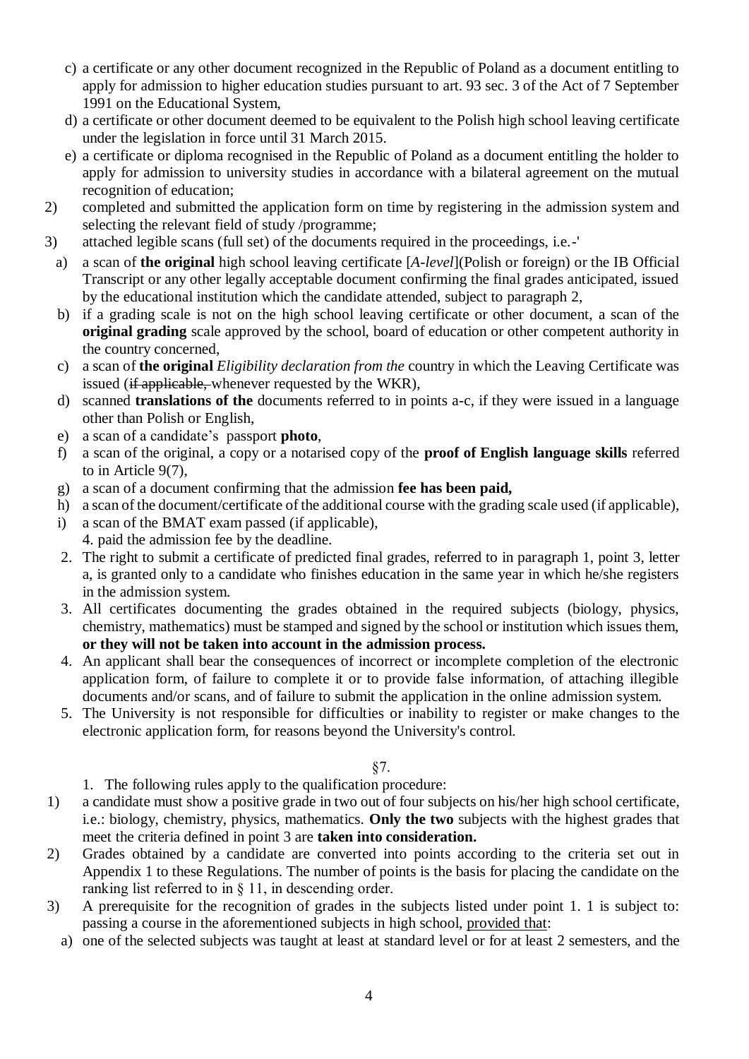c) a certificate or any other document recognized in the Republic of Poland as a document entitling to apply for admission to higher education studies pursuant to art. 93 sec. 3 of the Act of 7 September 1991 on the Educational System,

d) a certificate or other document deemed to be equivalent to the Polish high school leaving certificate under the legislation in force until 31 March 2015.

e) a certificate or diploma recognised in the Republic of Poland as a document entitling the holder to apply for admission to university studies in accordance with a bilateral agreement on the mutual recognition of education;

2) completed and submitted the application form on time by registering in the admission system and selecting the relevant field of study /programme;

3) attached legible scans (full set) of the documents required in the proceedings, i.e.-'

a) a scan of **the original** high school leaving certificate [*A-level*](Polish or foreign) or the IB Official Transcript or any other legally acceptable document confirming the final grades anticipated, issued by the educational institution which the candidate attended, subject to paragraph 2,

b) if a grading scale is not on the high school leaving certificate or other document, a scan of the **original grading** scale approved by the school, board of education or other competent authority in the country concerned,

c) a scan of **the original** *Eligibility declaration from the* country in which the Leaving Certificate was issued (~~if applicable,~~ whenever requested by the WKR),

d) scanned **translations of the** documents referred to in points a-c, if they were issued in a language other than Polish or English,

e) a scan of a candidate's passport **photo**,

f) a scan of the original, a copy or a notarised copy of the **proof of English language skills** referred to in Article 9(7),

g) a scan of a document confirming that the admission **fee has been paid,**

h) a scan of the document/certificate of the additional course with the grading scale used (if applicable),

i) a scan of the BMAT exam passed (if applicable),

4. paid the admission fee by the deadline.

2. The right to submit a certificate of predicted final grades, referred to in paragraph 1, point 3, letter a, is granted only to a candidate who finishes education in the same year in which he/she registers in the admission system.

3. All certificates documenting the grades obtained in the required subjects (biology, physics, chemistry, mathematics) must be stamped and signed by the school or institution which issues them, **or they will not be taken into account in the admission process.**

4. An applicant shall bear the consequences of incorrect or incomplete completion of the electronic application form, of failure to complete it or to provide false information, of attaching illegible documents and/or scans, and of failure to submit the application in the online admission system.

5. The University is not responsible for difficulties or inability to register or make changes to the electronic application form, for reasons beyond the University's control.

§7.

1. The following rules apply to the qualification procedure:

1) a candidate must show a positive grade in two out of four subjects on his/her high school certificate, i.e.: biology, chemistry, physics, mathematics. **Only the two** subjects with the highest grades that meet the criteria defined in point 3 are **taken into consideration.**

2) Grades obtained by a candidate are converted into points according to the criteria set out in Appendix 1 to these Regulations. The number of points is the basis for placing the candidate on the ranking list referred to in § 11, in descending order.

3) A prerequisite for the recognition of grades in the subjects listed under point 1. 1 is subject to: passing a course in the aforementioned subjects in high school, <u>provided that</u>:

a) one of the selected subjects was taught at least at standard level or for at least 2 semesters, and the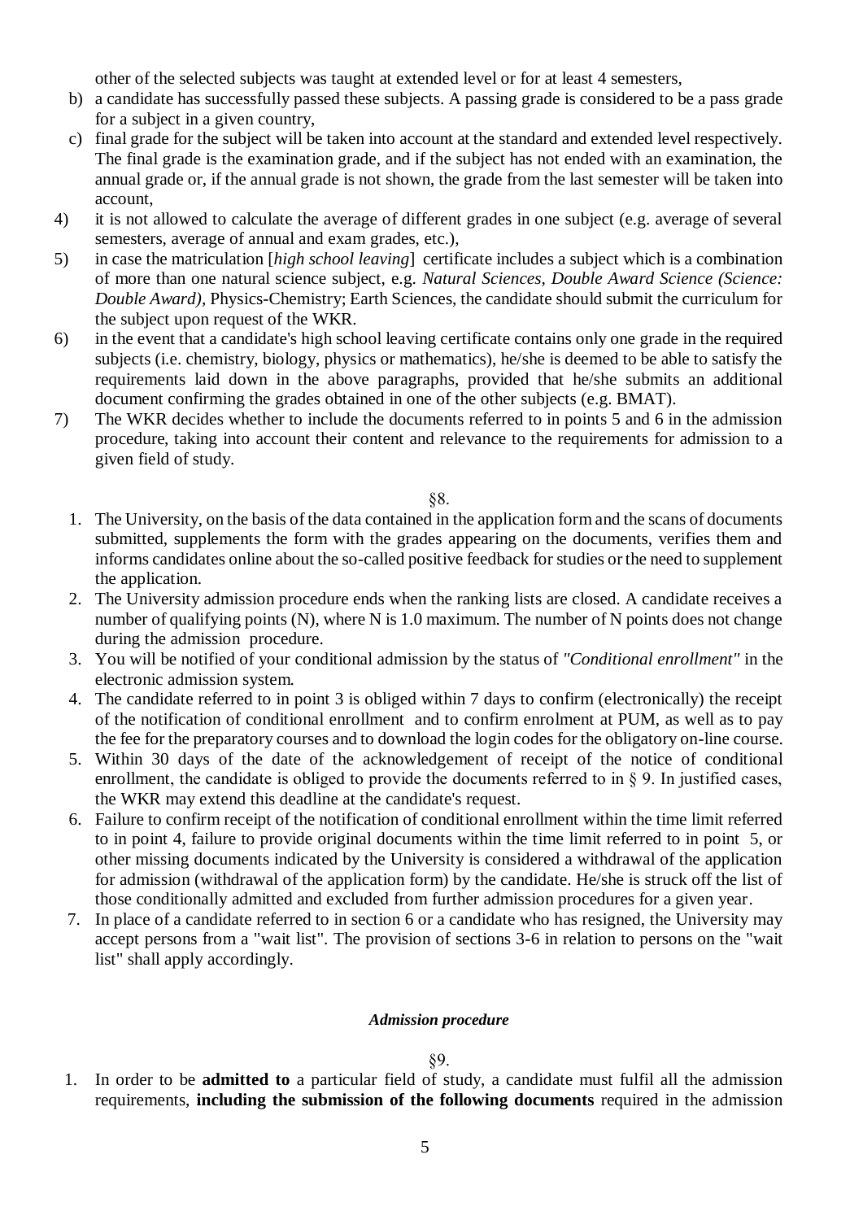other of the selected subjects was taught at extended level or for at least 4 semesters,

b) a candidate has successfully passed these subjects. A passing grade is considered to be a pass grade for a subject in a given country,

c) final grade for the subject will be taken into account at the standard and extended level respectively. The final grade is the examination grade, and if the subject has not ended with an examination, the annual grade or, if the annual grade is not shown, the grade from the last semester will be taken into account,

4) it is not allowed to calculate the average of different grades in one subject (e.g. average of several semesters, average of annual and exam grades, etc.),

5) in case the matriculation [*high school leaving*] certificate includes a subject which is a combination of more than one natural science subject, e.g. *Natural Sciences, Double Award Science (Science: Double Award),* Physics-Chemistry; Earth Sciences, the candidate should submit the curriculum for the subject upon request of the WKR.

6) in the event that a candidate's high school leaving certificate contains only one grade in the required subjects (i.e. chemistry, biology, physics or mathematics), he/she is deemed to be able to satisfy the requirements laid down in the above paragraphs, provided that he/she submits an additional document confirming the grades obtained in one of the other subjects (e.g. BMAT).

7) The WKR decides whether to include the documents referred to in points 5 and 6 in the admission procedure, taking into account their content and relevance to the requirements for admission to a given field of study.

§8.

1. The University, on the basis of the data contained in the application form and the scans of documents submitted, supplements the form with the grades appearing on the documents, verifies them and informs candidates online about the so-called positive feedback for studies or the need to supplement the application.
2. The University admission procedure ends when the ranking lists are closed. A candidate receives a number of qualifying points (N), where N is 1.0 maximum. The number of N points does not change during the admission procedure.
3. You will be notified of your conditional admission by the status of *"Conditional enrollment"* in the electronic admission system.
4. The candidate referred to in point 3 is obliged within 7 days to confirm (electronically) the receipt of the notification of conditional enrollment and to confirm enrolment at PUM, as well as to pay the fee for the preparatory courses and to download the login codes for the obligatory on-line course.
5. Within 30 days of the date of the acknowledgement of receipt of the notice of conditional enrollment, the candidate is obliged to provide the documents referred to in § 9. In justified cases, the WKR may extend this deadline at the candidate's request.
6. Failure to confirm receipt of the notification of conditional enrollment within the time limit referred to in point 4, failure to provide original documents within the time limit referred to in point 5, or other missing documents indicated by the University is considered a withdrawal of the application for admission (withdrawal of the application form) by the candidate. He/she is struck off the list of those conditionally admitted and excluded from further admission procedures for a given year.
7. In place of a candidate referred to in section 6 or a candidate who has resigned, the University may accept persons from a "wait list". The provision of sections 3-6 in relation to persons on the "wait list" shall apply accordingly.

***Admission procedure***

§9.

1. In order to be **admitted to** a particular field of study, a candidate must fulfil all the admission requirements, **including the submission of the following documents** required in the admission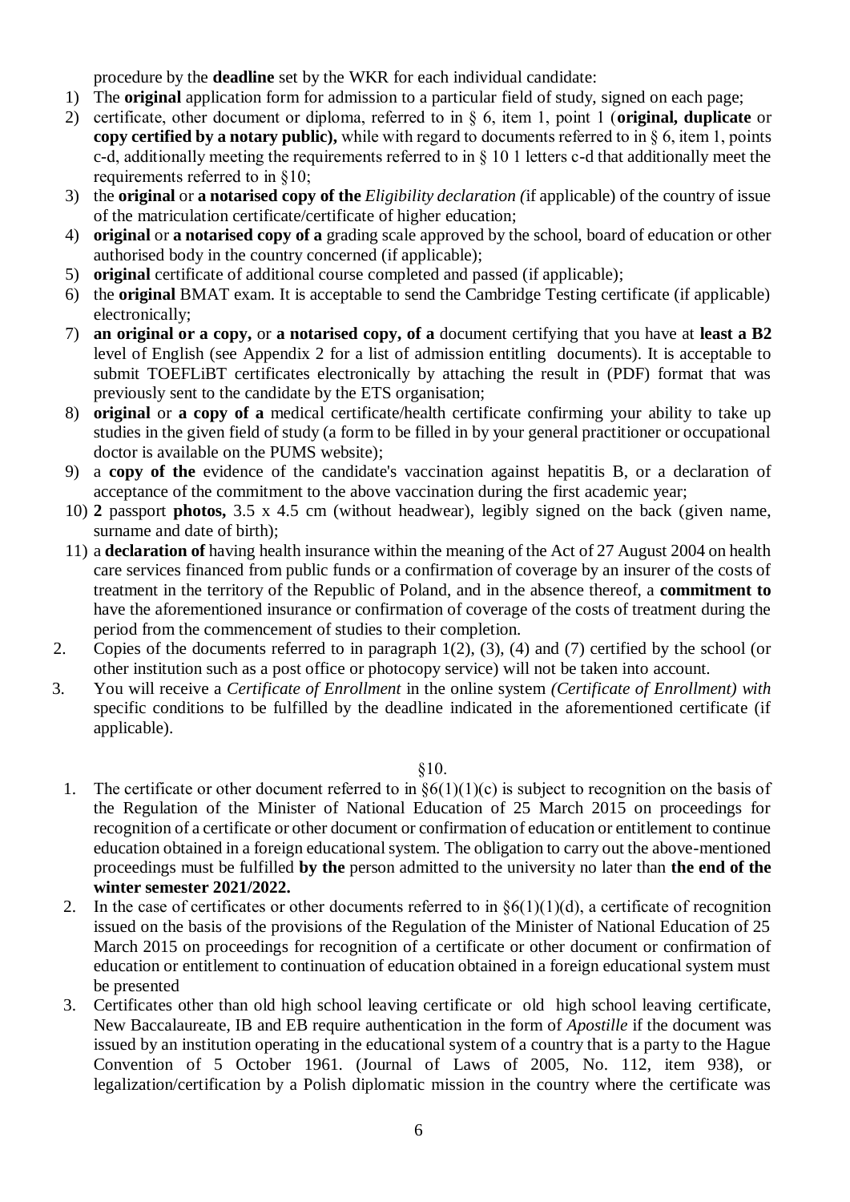procedure by the **deadline** set by the WKR for each individual candidate:

1) The **original** application form for admission to a particular field of study, signed on each page;
2) certificate, other document or diploma, referred to in § 6, item 1, point 1 (**original, duplicate** or **copy certified by a notary public),** while with regard to documents referred to in § 6, item 1, points c-d, additionally meeting the requirements referred to in § 10 1 letters c-d that additionally meet the requirements referred to in §10;
3) the **original** or **a notarised copy of the** *Eligibility declaration (*if applicable) of the country of issue of the matriculation certificate/certificate of higher education;
4) **original** or **a notarised copy of a** grading scale approved by the school, board of education or other authorised body in the country concerned (if applicable);
5) **original** certificate of additional course completed and passed (if applicable);
6) the **original** BMAT exam. It is acceptable to send the Cambridge Testing certificate (if applicable) electronically;
7) **an original or a copy,** or **a notarised copy, of a** document certifying that you have at **least a B2** level of English (see Appendix 2 for a list of admission entitling documents). It is acceptable to submit TOEFLiBT certificates electronically by attaching the result in (PDF) format that was previously sent to the candidate by the ETS organisation;
8) **original** or **a copy of a** medical certificate/health certificate confirming your ability to take up studies in the given field of study (a form to be filled in by your general practitioner or occupational doctor is available on the PUMS website);
9) a **copy of the** evidence of the candidate's vaccination against hepatitis B, or a declaration of acceptance of the commitment to the above vaccination during the first academic year;
10) **2** passport **photos,** 3.5 x 4.5 cm (without headwear), legibly signed on the back (given name, surname and date of birth);
11) a **declaration of** having health insurance within the meaning of the Act of 27 August 2004 on health care services financed from public funds or a confirmation of coverage by an insurer of the costs of treatment in the territory of the Republic of Poland, and in the absence thereof, a **commitment to** have the aforementioned insurance or confirmation of coverage of the costs of treatment during the period from the commencement of studies to their completion.

2. Copies of the documents referred to in paragraph 1(2), (3), (4) and (7) certified by the school (or other institution such as a post office or photocopy service) will not be taken into account.
3. You will receive a *Certificate of Enrollment* in the online system *(Certificate of Enrollment) with* specific conditions to be fulfilled by the deadline indicated in the aforementioned certificate (if applicable).

§10.

1. The certificate or other document referred to in §6(1)(1)(c) is subject to recognition on the basis of the Regulation of the Minister of National Education of 25 March 2015 on proceedings for recognition of a certificate or other document or confirmation of education or entitlement to continue education obtained in a foreign educational system. The obligation to carry out the above-mentioned proceedings must be fulfilled **by the** person admitted to the university no later than **the end of the winter semester 2021/2022.**
2. In the case of certificates or other documents referred to in §6(1)(1)(d), a certificate of recognition issued on the basis of the provisions of the Regulation of the Minister of National Education of 25 March 2015 on proceedings for recognition of a certificate or other document or confirmation of education or entitlement to continuation of education obtained in a foreign educational system must be presented
3. Certificates other than old high school leaving certificate or old high school leaving certificate, New Baccalaureate, IB and EB require authentication in the form of *Apostille* if the document was issued by an institution operating in the educational system of a country that is a party to the Hague Convention of 5 October 1961. (Journal of Laws of 2005, No. 112, item 938), or legalization/certification by a Polish diplomatic mission in the country where the certificate was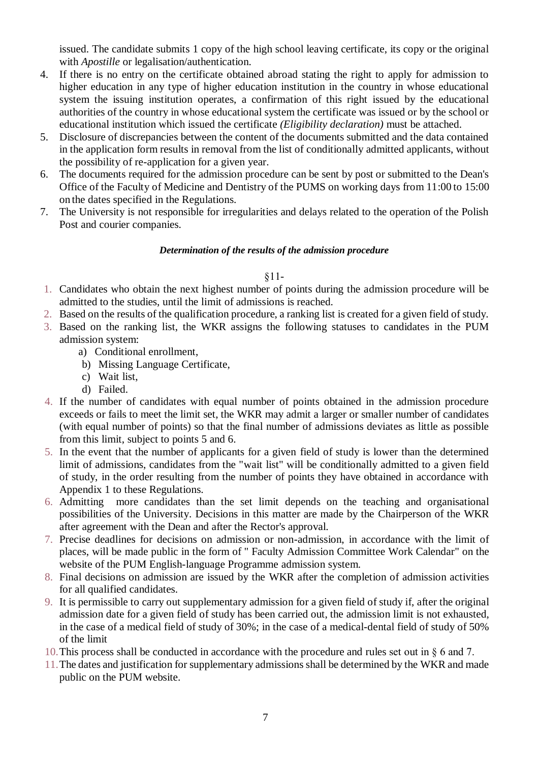issued. The candidate submits 1 copy of the high school leaving certificate, its copy or the original with *Apostille* or legalisation/authentication.

4. If there is no entry on the certificate obtained abroad stating the right to apply for admission to higher education in any type of higher education institution in the country in whose educational system the issuing institution operates, a confirmation of this right issued by the educational authorities of the country in whose educational system the certificate was issued or by the school or educational institution which issued the certificate *(Eligibility declaration)* must be attached.
5. Disclosure of discrepancies between the content of the documents submitted and the data contained in the application form results in removal from the list of conditionally admitted applicants, without the possibility of re-application for a given year.
6. The documents required for the admission procedure can be sent by post or submitted to the Dean's Office of the Faculty of Medicine and Dentistry of the PUMS on working days from 11:00 to 15:00 on the dates specified in the Regulations.
7. The University is not responsible for irregularities and delays related to the operation of the Polish Post and courier companies.

***Determination of the results of the admission procedure***

§11-

1. Candidates who obtain the next highest number of points during the admission procedure will be admitted to the studies, until the limit of admissions is reached.
2. Based on the results of the qualification procedure, a ranking list is created for a given field of study.
3. Based on the ranking list, the WKR assigns the following statuses to candidates in the PUM admission system:
   a) Conditional enrollment,
   b) Missing Language Certificate,
   c) Wait list,
   d) Failed.
4. If the number of candidates with equal number of points obtained in the admission procedure exceeds or fails to meet the limit set, the WKR may admit a larger or smaller number of candidates (with equal number of points) so that the final number of admissions deviates as little as possible from this limit, subject to points 5 and 6.
5. In the event that the number of applicants for a given field of study is lower than the determined limit of admissions, candidates from the "wait list" will be conditionally admitted to a given field of study, in the order resulting from the number of points they have obtained in accordance with Appendix 1 to these Regulations.
6. Admitting more candidates than the set limit depends on the teaching and organisational possibilities of the University. Decisions in this matter are made by the Chairperson of the WKR after agreement with the Dean and after the Rector's approval.
7. Precise deadlines for decisions on admission or non-admission, in accordance with the limit of places, will be made public in the form of " Faculty Admission Committee Work Calendar" on the website of the PUM English-language Programme admission system.
8. Final decisions on admission are issued by the WKR after the completion of admission activities for all qualified candidates.
9. It is permissible to carry out supplementary admission for a given field of study if, after the original admission date for a given field of study has been carried out, the admission limit is not exhausted, in the case of a medical field of study of 30%; in the case of a medical-dental field of study of 50% of the limit
10. This process shall be conducted in accordance with the procedure and rules set out in § 6 and 7.
11. The dates and justification for supplementary admissions shall be determined by the WKR and made public on the PUM website.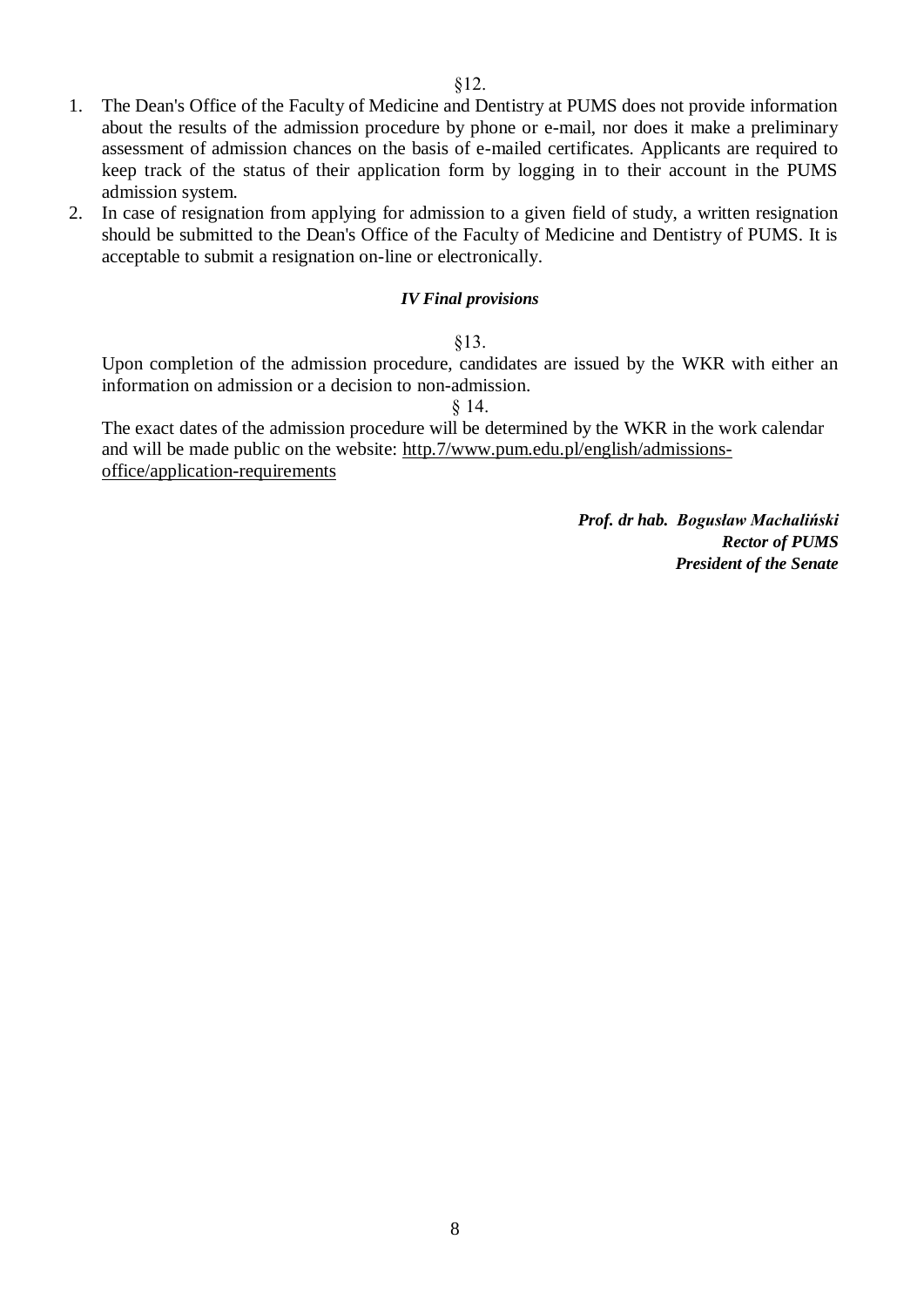§12.

1. The Dean's Office of the Faculty of Medicine and Dentistry at PUMS does not provide information about the results of the admission procedure by phone or e-mail, nor does it make a preliminary assessment of admission chances on the basis of e-mailed certificates. Applicants are required to keep track of the status of their application form by logging in to their account in the PUMS admission system.
2. In case of resignation from applying for admission to a given field of study, a written resignation should be submitted to the Dean's Office of the Faculty of Medicine and Dentistry of PUMS. It is acceptable to submit a resignation on-line or electronically.

### *IV Final provisions*

§13.

Upon completion of the admission procedure, candidates are issued by the WKR with either an information on admission or a decision to non-admission.

§ 14.

The exact dates of the admission procedure will be determined by the WKR in the work calendar and will be made public on the website: http.7/www.pum.edu.pl/english/admissions-office/application-requirements

***Prof. dr hab. Bogusław Machaliński***
***Rector of PUMS***
***President of the Senate***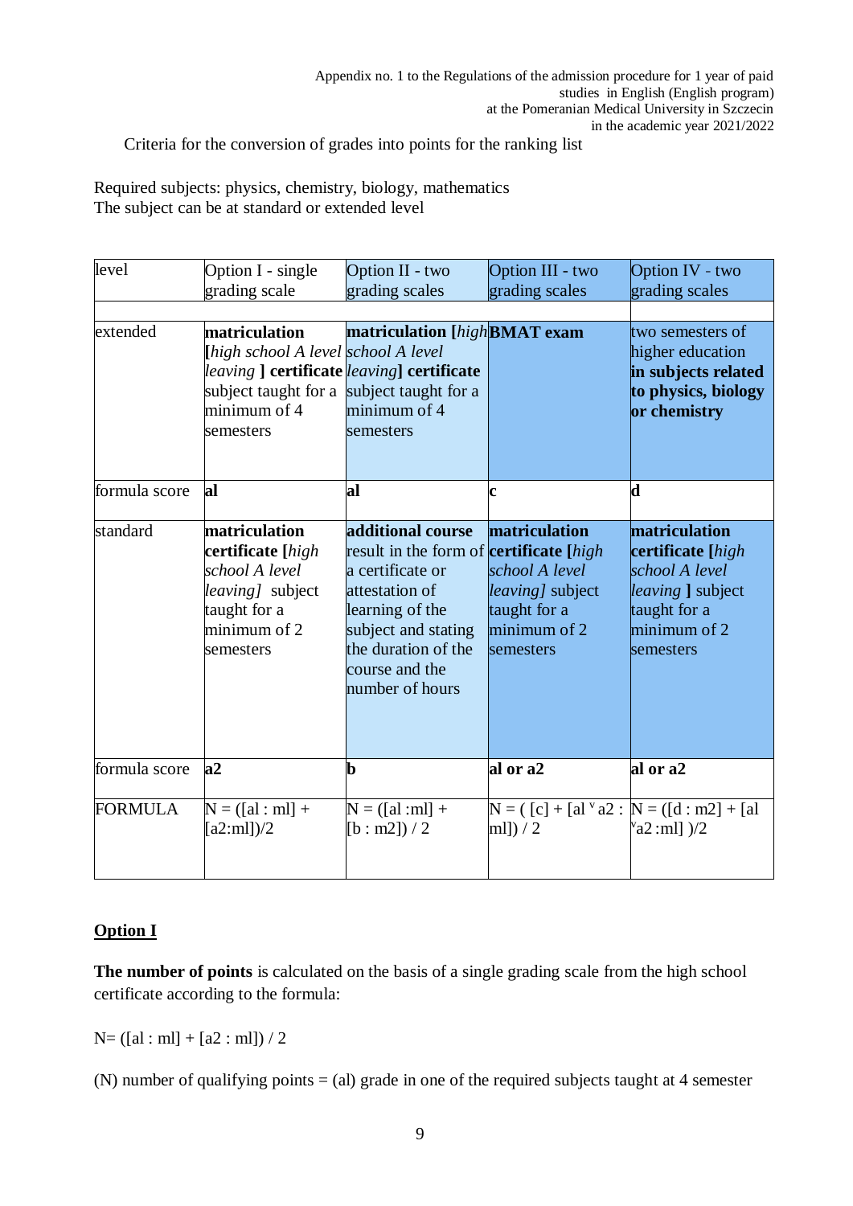Appendix no. 1 to the Regulations of the admission procedure for 1 year of paid studies in English (English program) at the Pomeranian Medical University in Szczecin in the academic year 2021/2022

Criteria for the conversion of grades into points for the ranking list

Required subjects: physics, chemistry, biology, mathematics
The subject can be at standard or extended level

| level | Option I - single grading scale | Option II - two grading scales | Option III - two grading scales | Option IV - two grading scales |
|---|---|---|---|---|
| | | | | |
| extended | **matriculation [***high school A level leaving* **] certificate** subject taught for a minimum of 4 semesters | **matriculation [***high school A level leaving***] certificate** subject taught for a minimum of 4 semesters | **BMAT exam** | two semesters of higher education **in subjects related to physics, biology or chemistry** |
| formula score | **al** | **al** | **c** | **d** |
| standard | **matriculation certificate [***high school A level leaving]* subject taught for a minimum of 2 semesters | **additional course** result in the form of a certificate or attestation of learning of the subject and stating the duration of the course and the number of hours | **matriculation certificate [***high school A level leaving]* subject taught for a minimum of 2 semesters | **matriculation certificate [***high school A level leaving* **]** subject taught for a minimum of 2 semesters |
| formula score | **a2** | **b** | **al or a2** | **al or a2** |
| FORMULA | N = ([al : ml] + [a2:ml])/2 | N = ([al :ml] + [b : m2]) / 2 | N = ( [c] + [al ᵛ a2 : ml]) / 2 | N = ([d : m2] + [al ᵛa2 :ml] )/2 |

## Option I

**The number of points** is calculated on the basis of a single grading scale from the high school certificate according to the formula:

N= ([al : ml] + [a2 : ml]) / 2

(N) number of qualifying points = (al) grade in one of the required subjects taught at 4 semester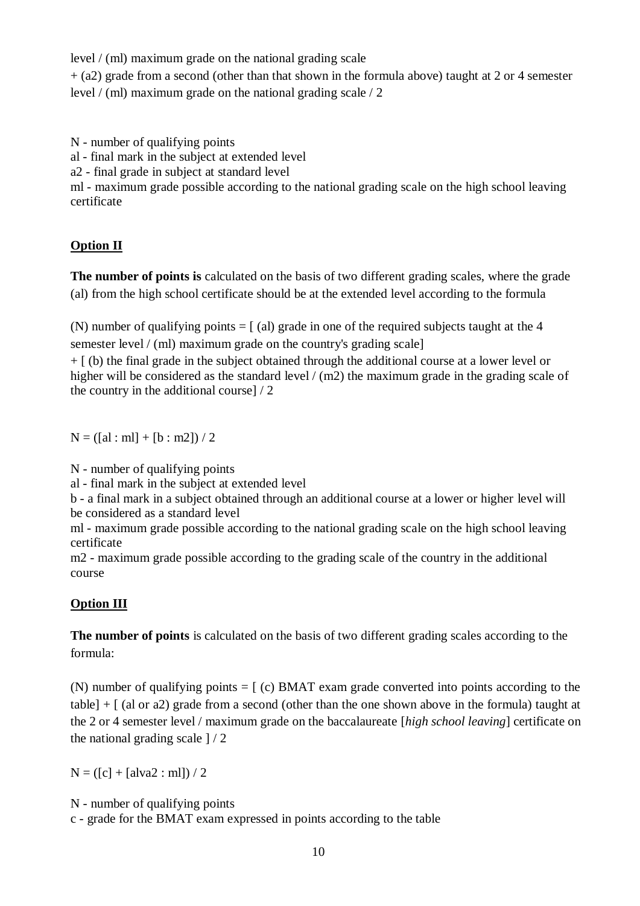level / (ml) maximum grade on the national grading scale

+ (a2) grade from a second (other than that shown in the formula above) taught at 2 or 4 semester level / (ml) maximum grade on the national grading scale / 2

N - number of qualifying points
al - final mark in the subject at extended level
a2 - final grade in subject at standard level
ml - maximum grade possible according to the national grading scale on the high school leaving certificate

**Option II**

**The number of points is** calculated on the basis of two different grading scales, where the grade (al) from the high school certificate should be at the extended level according to the formula

(N) number of qualifying points = [ (al) grade in one of the required subjects taught at the 4 semester level / (ml) maximum grade on the country's grading scale]
+ [ (b) the final grade in the subject obtained through the additional course at a lower level or higher will be considered as the standard level / (m2) the maximum grade in the grading scale of the country in the additional course] / 2

N = ([al : ml] + [b : m2]) / 2

N - number of qualifying points
al - final mark in the subject at extended level
b - a final mark in a subject obtained through an additional course at a lower or higher level will be considered as a standard level
ml - maximum grade possible according to the national grading scale on the high school leaving certificate
m2 - maximum grade possible according to the grading scale of the country in the additional course

**Option III**

**The number of points** is calculated on the basis of two different grading scales according to the formula:

(N) number of qualifying points = [ (c) BMAT exam grade converted into points according to the table] + [ (al or a2) grade from a second (other than the one shown above in the formula) taught at the 2 or 4 semester level / maximum grade on the baccalaureate [*high school leaving*] certificate on the national grading scale ] / 2

N = ([c] + [alva2 : ml]) / 2

N - number of qualifying points
c - grade for the BMAT exam expressed in points according to the table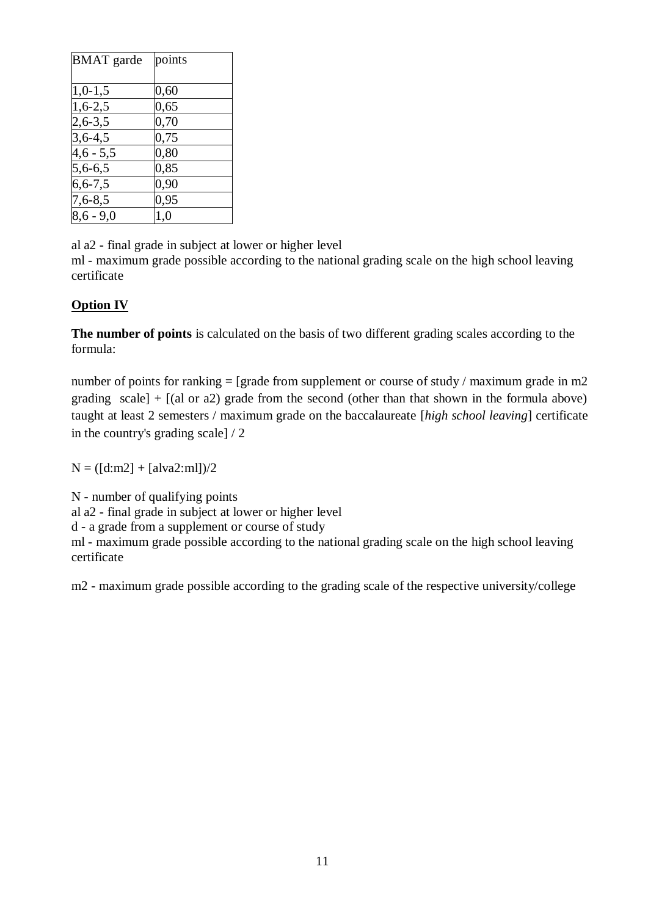| BMAT garde | points |
|---|---|
| 1,0-1,5 | 0,60 |
| 1,6-2,5 | 0,65 |
| 2,6-3,5 | 0,70 |
| 3,6-4,5 | 0,75 |
| 4,6 - 5,5 | 0,80 |
| 5,6-6,5 | 0,85 |
| 6,6-7,5 | 0,90 |
| 7,6-8,5 | 0,95 |
| 8,6 - 9,0 | 1,0 |

al a2 - final grade in subject at lower or higher level
ml - maximum grade possible according to the national grading scale on the high school leaving certificate

**Option IV**

**The number of points** is calculated on the basis of two different grading scales according to the formula:

number of points for ranking = [grade from supplement or course of study / maximum grade in m2 grading scale] + [(al or a2) grade from the second (other than that shown in the formula above) taught at least 2 semesters / maximum grade on the baccalaureate [*high school leaving*] certificate in the country's grading scale] / 2

N = ([d:m2] + [alva2:ml])/2

N - number of qualifying points
al a2 - final grade in subject at lower or higher level
d - a grade from a supplement or course of study
ml - maximum grade possible according to the national grading scale on the high school leaving certificate

m2 - maximum grade possible according to the grading scale of the respective university/college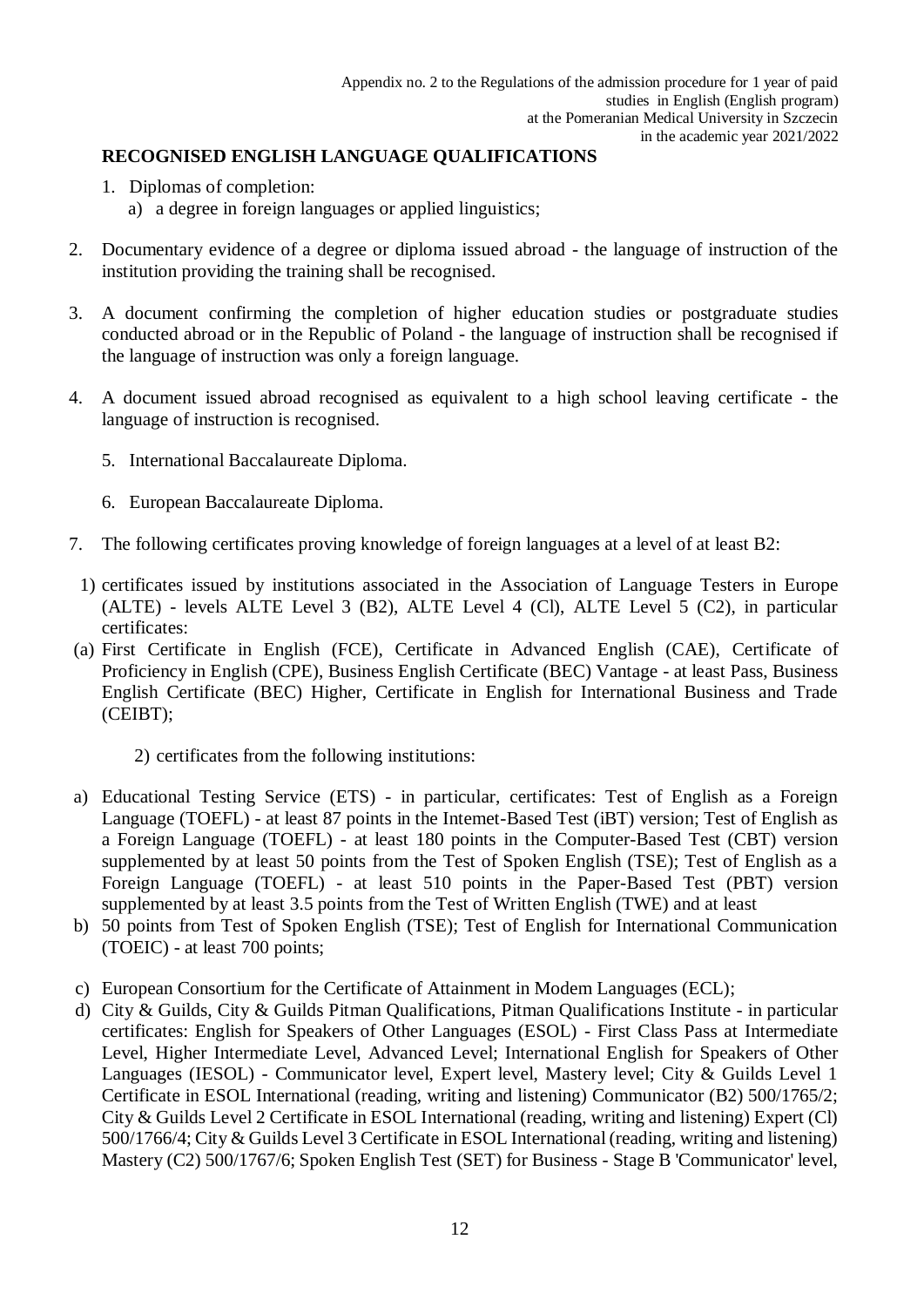Appendix no. 2 to the Regulations of the admission procedure for 1 year of paid studies in English (English program) at the Pomeranian Medical University in Szczecin in the academic year 2021/2022

## RECOGNISED ENGLISH LANGUAGE QUALIFICATIONS

1. Diplomas of completion:
   a) a degree in foreign languages or applied linguistics;

2. Documentary evidence of a degree or diploma issued abroad - the language of instruction of the institution providing the training shall be recognised.

3. A document confirming the completion of higher education studies or postgraduate studies conducted abroad or in the Republic of Poland - the language of instruction shall be recognised if the language of instruction was only a foreign language.

4. A document issued abroad recognised as equivalent to a high school leaving certificate - the language of instruction is recognised.

5. International Baccalaureate Diploma.

6. European Baccalaureate Diploma.

7. The following certificates proving knowledge of foreign languages at a level of at least B2:

1) certificates issued by institutions associated in the Association of Language Testers in Europe (ALTE) - levels ALTE Level 3 (B2), ALTE Level 4 (Cl), ALTE Level 5 (C2), in particular certificates:

(a) First Certificate in English (FCE), Certificate in Advanced English (CAE), Certificate of Proficiency in English (CPE), Business English Certificate (BEC) Vantage - at least Pass, Business English Certificate (BEC) Higher, Certificate in English for International Business and Trade (CEIBT);

2) certificates from the following institutions:

a) Educational Testing Service (ETS) - in particular, certificates: Test of English as a Foreign Language (TOEFL) - at least 87 points in the Intemet-Based Test (iBT) version; Test of English as a Foreign Language (TOEFL) - at least 180 points in the Computer-Based Test (CBT) version supplemented by at least 50 points from the Test of Spoken English (TSE); Test of English as a Foreign Language (TOEFL) - at least 510 points in the Paper-Based Test (PBT) version supplemented by at least 3.5 points from the Test of Written English (TWE) and at least

b) 50 points from Test of Spoken English (TSE); Test of English for International Communication (TOEIC) - at least 700 points;

c) European Consortium for the Certificate of Attainment in Modem Languages (ECL);

d) City & Guilds, City & Guilds Pitman Qualifications, Pitman Qualifications Institute - in particular certificates: English for Speakers of Other Languages (ESOL) - First Class Pass at Intermediate Level, Higher Intermediate Level, Advanced Level; International English for Speakers of Other Languages (IESOL) - Communicator level, Expert level, Mastery level; City & Guilds Level 1 Certificate in ESOL International (reading, writing and listening) Communicator (B2) 500/1765/2; City & Guilds Level 2 Certificate in ESOL International (reading, writing and listening) Expert (Cl) 500/1766/4; City & Guilds Level 3 Certificate in ESOL International (reading, writing and listening) Mastery (C2) 500/1767/6; Spoken English Test (SET) for Business - Stage B 'Communicator' level,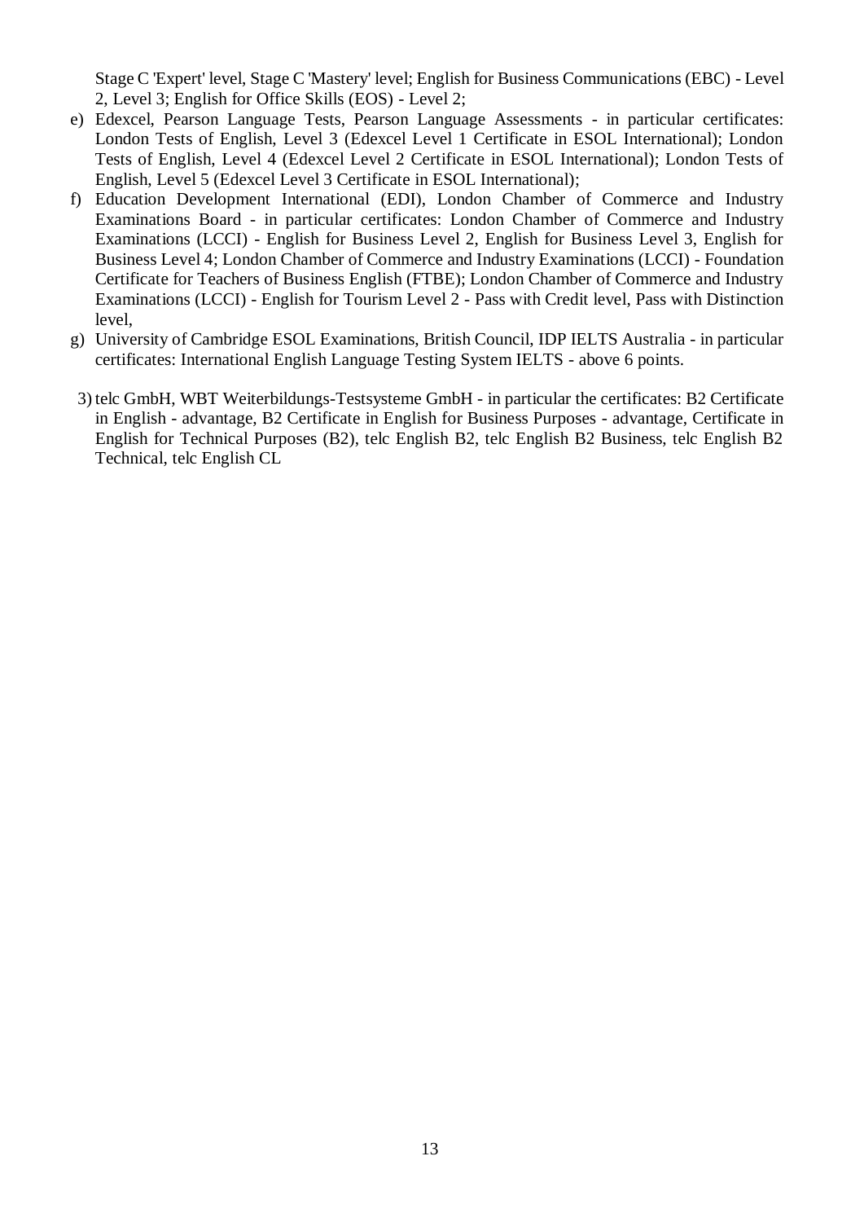Stage C 'Expert' level, Stage C 'Mastery' level; English for Business Communications (EBC) - Level 2, Level 3; English for Office Skills (EOS) - Level 2;

e) Edexcel, Pearson Language Tests, Pearson Language Assessments - in particular certificates: London Tests of English, Level 3 (Edexcel Level 1 Certificate in ESOL International); London Tests of English, Level 4 (Edexcel Level 2 Certificate in ESOL International); London Tests of English, Level 5 (Edexcel Level 3 Certificate in ESOL International);

f) Education Development International (EDI), London Chamber of Commerce and Industry Examinations Board - in particular certificates: London Chamber of Commerce and Industry Examinations (LCCI) - English for Business Level 2, English for Business Level 3, English for Business Level 4; London Chamber of Commerce and Industry Examinations (LCCI) - Foundation Certificate for Teachers of Business English (FTBE); London Chamber of Commerce and Industry Examinations (LCCI) - English for Tourism Level 2 - Pass with Credit level, Pass with Distinction level,

g) University of Cambridge ESOL Examinations, British Council, IDP IELTS Australia - in particular certificates: International English Language Testing System IELTS - above 6 points.

3) telc GmbH, WBT Weiterbildungs-Testsysteme GmbH - in particular the certificates: B2 Certificate in English - advantage, B2 Certificate in English for Business Purposes - advantage, Certificate in English for Technical Purposes (B2), telc English B2, telc English B2 Business, telc English B2 Technical, telc English CL